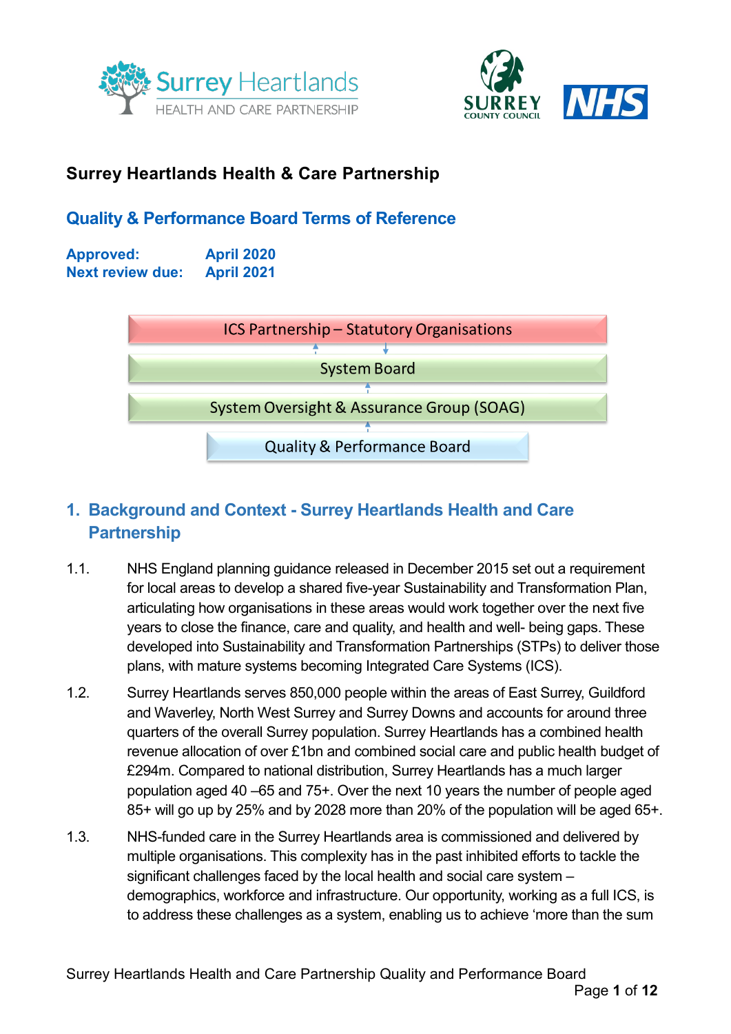# Surrey Heartlands Health & Care Partnership

## Quality & Performance Board Terms of Reference

**Approved:** April 2020
**Next review due:** April 2021

ICS Partnership – Statutory Organisations

System Board

System Oversight & Assurance Group (SOAG)

Quality & Performance Board

## 1. Background and Context - Surrey Heartlands Health and Care Partnership

1.1. NHS England planning guidance released in December 2015 set out a requirement for local areas to develop a shared five-year Sustainability and Transformation Plan, articulating how organisations in these areas would work together over the next five years to close the finance, care and quality, and health and well- being gaps. These developed into Sustainability and Transformation Partnerships (STPs) to deliver those plans, with mature systems becoming Integrated Care Systems (ICS).

1.2. Surrey Heartlands serves 850,000 people within the areas of East Surrey, Guildford and Waverley, North West Surrey and Surrey Downs and accounts for around three quarters of the overall Surrey population. Surrey Heartlands has a combined health revenue allocation of over £1bn and combined social care and public health budget of £294m. Compared to national distribution, Surrey Heartlands has a much larger population aged 40 –65 and 75+. Over the next 10 years the number of people aged 85+ will go up by 25% and by 2028 more than 20% of the population will be aged 65+.

1.3. NHS-funded care in the Surrey Heartlands area is commissioned and delivered by multiple organisations. This complexity has in the past inhibited efforts to tackle the significant challenges faced by the local health and social care system – demographics, workforce and infrastructure. Our opportunity, working as a full ICS, is to address these challenges as a system, enabling us to achieve 'more than the sum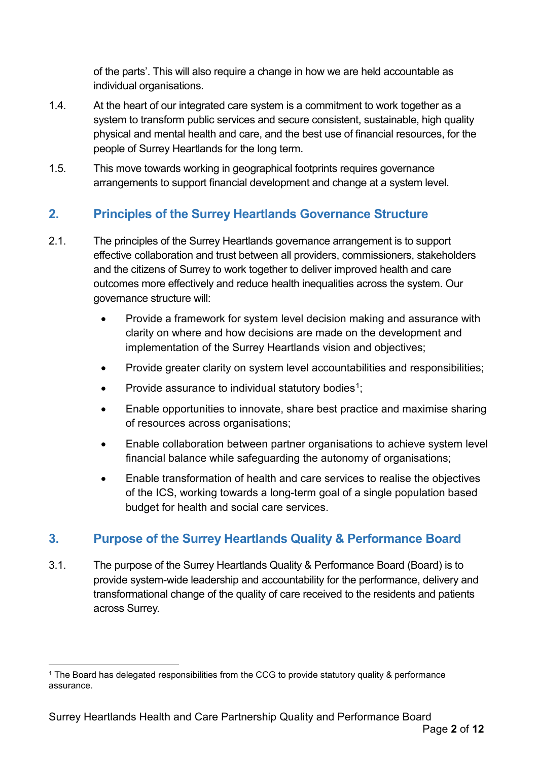of the parts'. This will also require a change in how we are held accountable as individual organisations.

1.4. At the heart of our integrated care system is a commitment to work together as a system to transform public services and secure consistent, sustainable, high quality physical and mental health and care, and the best use of financial resources, for the people of Surrey Heartlands for the long term.

1.5. This move towards working in geographical footprints requires governance arrangements to support financial development and change at a system level.

## 2. Principles of the Surrey Heartlands Governance Structure

2.1. The principles of the Surrey Heartlands governance arrangement is to support effective collaboration and trust between all providers, commissioners, stakeholders and the citizens of Surrey to work together to deliver improved health and care outcomes more effectively and reduce health inequalities across the system. Our governance structure will:

- Provide a framework for system level decision making and assurance with clarity on where and how decisions are made on the development and implementation of the Surrey Heartlands vision and objectives;
- Provide greater clarity on system level accountabilities and responsibilities;
- Provide assurance to individual statutory bodies[1];
- Enable opportunities to innovate, share best practice and maximise sharing of resources across organisations;
- Enable collaboration between partner organisations to achieve system level financial balance while safeguarding the autonomy of organisations;
- Enable transformation of health and care services to realise the objectives of the ICS, working towards a long-term goal of a single population based budget for health and social care services.

## 3. Purpose of the Surrey Heartlands Quality & Performance Board

3.1. The purpose of the Surrey Heartlands Quality & Performance Board (Board) is to provide system-wide leadership and accountability for the performance, delivery and transformational change of the quality of care received to the residents and patients across Surrey.

[1] The Board has delegated responsibilities from the CCG to provide statutory quality & performance assurance.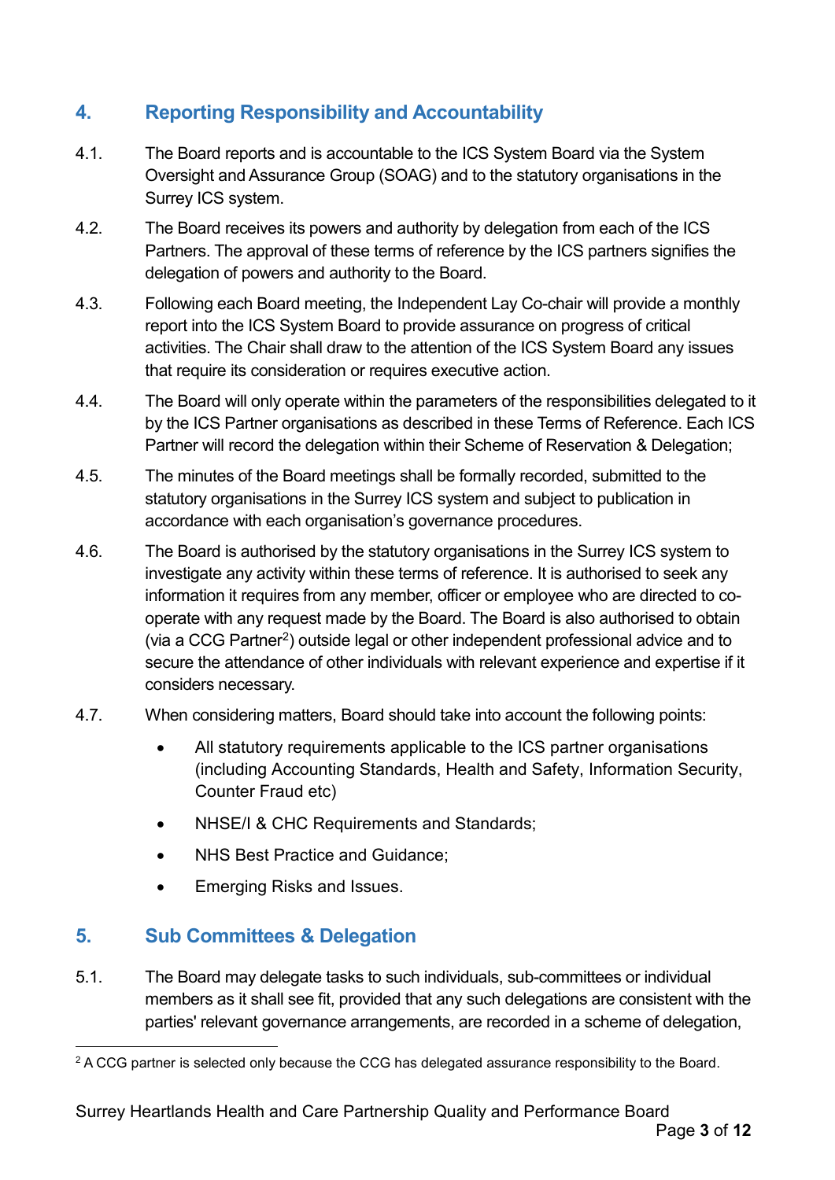## 4. Reporting Responsibility and Accountability

4.1. The Board reports and is accountable to the ICS System Board via the System Oversight and Assurance Group (SOAG) and to the statutory organisations in the Surrey ICS system.

4.2. The Board receives its powers and authority by delegation from each of the ICS Partners. The approval of these terms of reference by the ICS partners signifies the delegation of powers and authority to the Board.

4.3. Following each Board meeting, the Independent Lay Co-chair will provide a monthly report into the ICS System Board to provide assurance on progress of critical activities. The Chair shall draw to the attention of the ICS System Board any issues that require its consideration or requires executive action.

4.4. The Board will only operate within the parameters of the responsibilities delegated to it by the ICS Partner organisations as described in these Terms of Reference. Each ICS Partner will record the delegation within their Scheme of Reservation & Delegation;

4.5. The minutes of the Board meetings shall be formally recorded, submitted to the statutory organisations in the Surrey ICS system and subject to publication in accordance with each organisation's governance procedures.

4.6. The Board is authorised by the statutory organisations in the Surrey ICS system to investigate any activity within these terms of reference. It is authorised to seek any information it requires from any member, officer or employee who are directed to co-operate with any request made by the Board. The Board is also authorised to obtain (via a CCG Partner[2]) outside legal or other independent professional advice and to secure the attendance of other individuals with relevant experience and expertise if it considers necessary.

4.7. When considering matters, Board should take into account the following points:

- All statutory requirements applicable to the ICS partner organisations (including Accounting Standards, Health and Safety, Information Security, Counter Fraud etc)
- NHSE/I & CHC Requirements and Standards;
- NHS Best Practice and Guidance;
- Emerging Risks and Issues.

## 5. Sub Committees & Delegation

5.1. The Board may delegate tasks to such individuals, sub-committees or individual members as it shall see fit, provided that any such delegations are consistent with the parties' relevant governance arrangements, are recorded in a scheme of delegation,

[2] A CCG partner is selected only because the CCG has delegated assurance responsibility to the Board.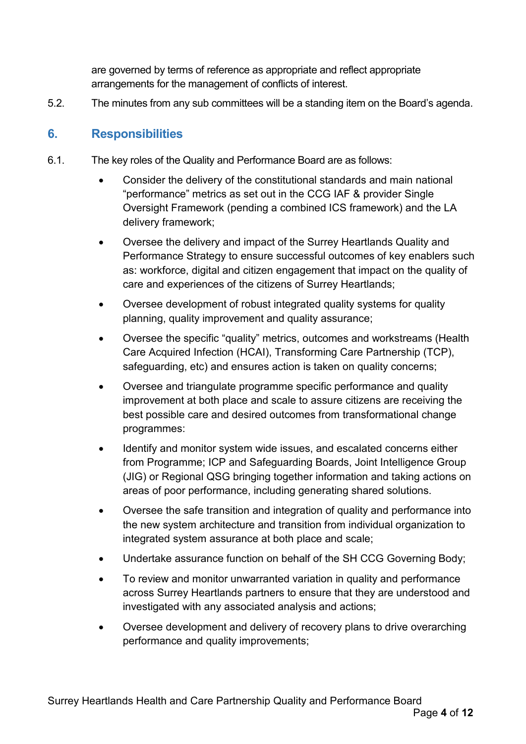are governed by terms of reference as appropriate and reflect appropriate arrangements for the management of conflicts of interest.

5.2. The minutes from any sub committees will be a standing item on the Board's agenda.

## 6. Responsibilities

6.1. The key roles of the Quality and Performance Board are as follows:

- Consider the delivery of the constitutional standards and main national "performance" metrics as set out in the CCG IAF & provider Single Oversight Framework (pending a combined ICS framework) and the LA delivery framework;
- Oversee the delivery and impact of the Surrey Heartlands Quality and Performance Strategy to ensure successful outcomes of key enablers such as: workforce, digital and citizen engagement that impact on the quality of care and experiences of the citizens of Surrey Heartlands;
- Oversee development of robust integrated quality systems for quality planning, quality improvement and quality assurance;
- Oversee the specific "quality" metrics, outcomes and workstreams (Health Care Acquired Infection (HCAI), Transforming Care Partnership (TCP), safeguarding, etc) and ensures action is taken on quality concerns;
- Oversee and triangulate programme specific performance and quality improvement at both place and scale to assure citizens are receiving the best possible care and desired outcomes from transformational change programmes:
- Identify and monitor system wide issues, and escalated concerns either from Programme; ICP and Safeguarding Boards, Joint Intelligence Group (JIG) or Regional QSG bringing together information and taking actions on areas of poor performance, including generating shared solutions.
- Oversee the safe transition and integration of quality and performance into the new system architecture and transition from individual organization to integrated system assurance at both place and scale;
- Undertake assurance function on behalf of the SH CCG Governing Body;
- To review and monitor unwarranted variation in quality and performance across Surrey Heartlands partners to ensure that they are understood and investigated with any associated analysis and actions;
- Oversee development and delivery of recovery plans to drive overarching performance and quality improvements;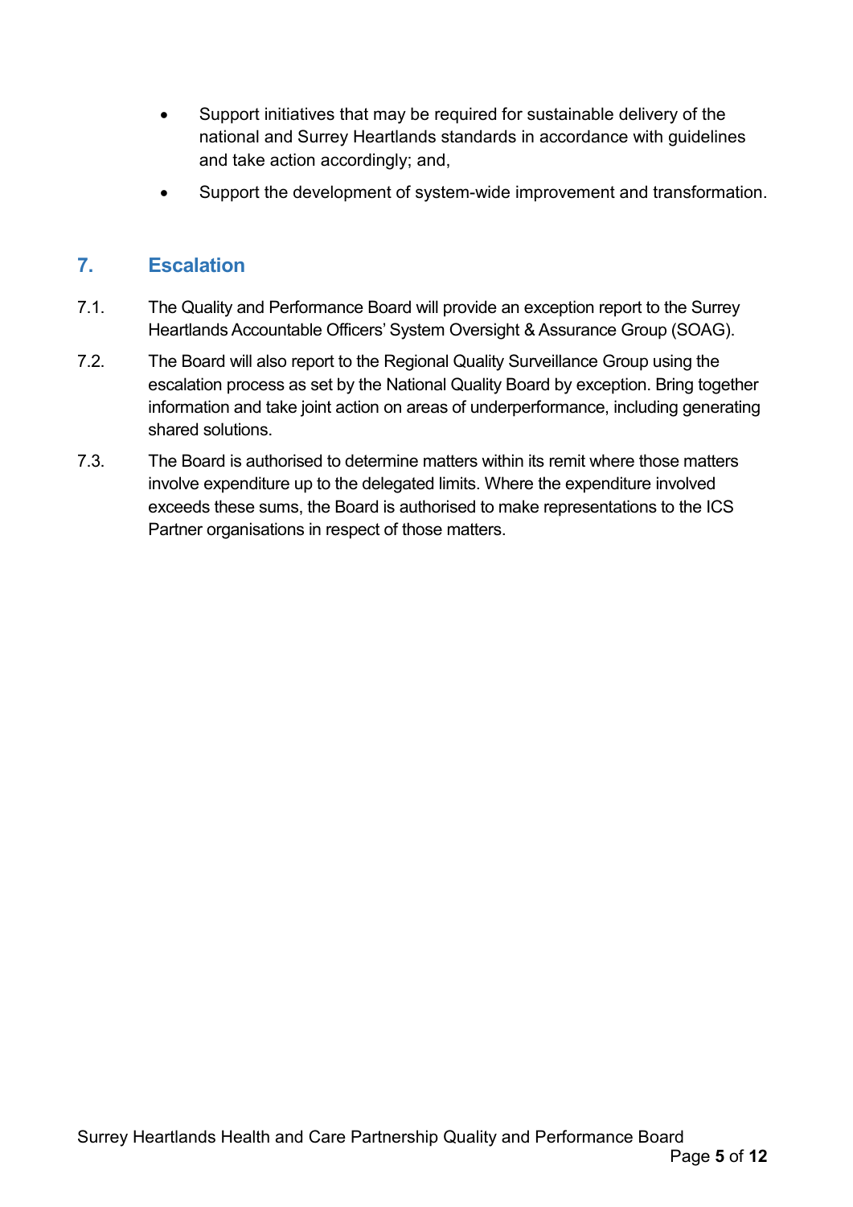- Support initiatives that may be required for sustainable delivery of the national and Surrey Heartlands standards in accordance with guidelines and take action accordingly; and,
- Support the development of system-wide improvement and transformation.

## 7. Escalation

7.1. The Quality and Performance Board will provide an exception report to the Surrey Heartlands Accountable Officers' System Oversight & Assurance Group (SOAG).

7.2. The Board will also report to the Regional Quality Surveillance Group using the escalation process as set by the National Quality Board by exception. Bring together information and take joint action on areas of underperformance, including generating shared solutions.

7.3. The Board is authorised to determine matters within its remit where those matters involve expenditure up to the delegated limits. Where the expenditure involved exceeds these sums, the Board is authorised to make representations to the ICS Partner organisations in respect of those matters.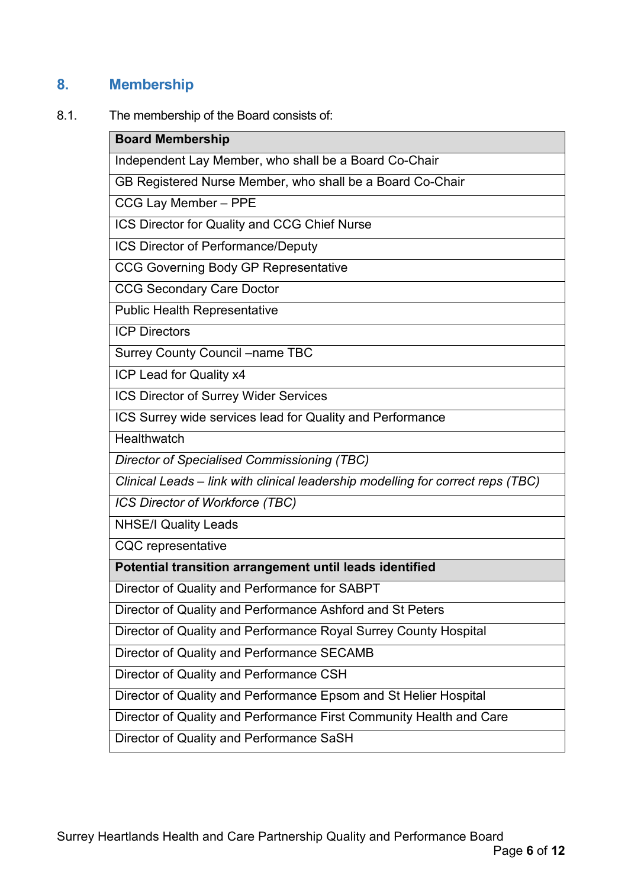## 8. Membership

8.1. The membership of the Board consists of:

| **Board Membership** |
|---|
| Independent Lay Member, who shall be a Board Co-Chair |
| GB Registered Nurse Member, who shall be a Board Co-Chair |
| CCG Lay Member – PPE |
| ICS Director for Quality and CCG Chief Nurse |
| ICS Director of Performance/Deputy |
| CCG Governing Body GP Representative |
| CCG Secondary Care Doctor |
| Public Health Representative |
| ICP Directors |
| Surrey County Council –name TBC |
| ICP Lead for Quality x4 |
| ICS Director of Surrey Wider Services |
| ICS Surrey wide services lead for Quality and Performance |
| Healthwatch |
| *Director of Specialised Commissioning (TBC)* |
| *Clinical Leads – link with clinical leadership modelling for correct reps (TBC)* |
| *ICS Director of Workforce (TBC)* |
| NHSE/I Quality Leads |
| CQC representative |
| **Potential transition arrangement until leads identified** |
| Director of Quality and Performance for SABPT |
| Director of Quality and Performance Ashford and St Peters |
| Director of Quality and Performance Royal Surrey County Hospital |
| Director of Quality and Performance SECAMB |
| Director of Quality and Performance CSH |
| Director of Quality and Performance Epsom and St Helier Hospital |
| Director of Quality and Performance First Community Health and Care |
| Director of Quality and Performance SaSH |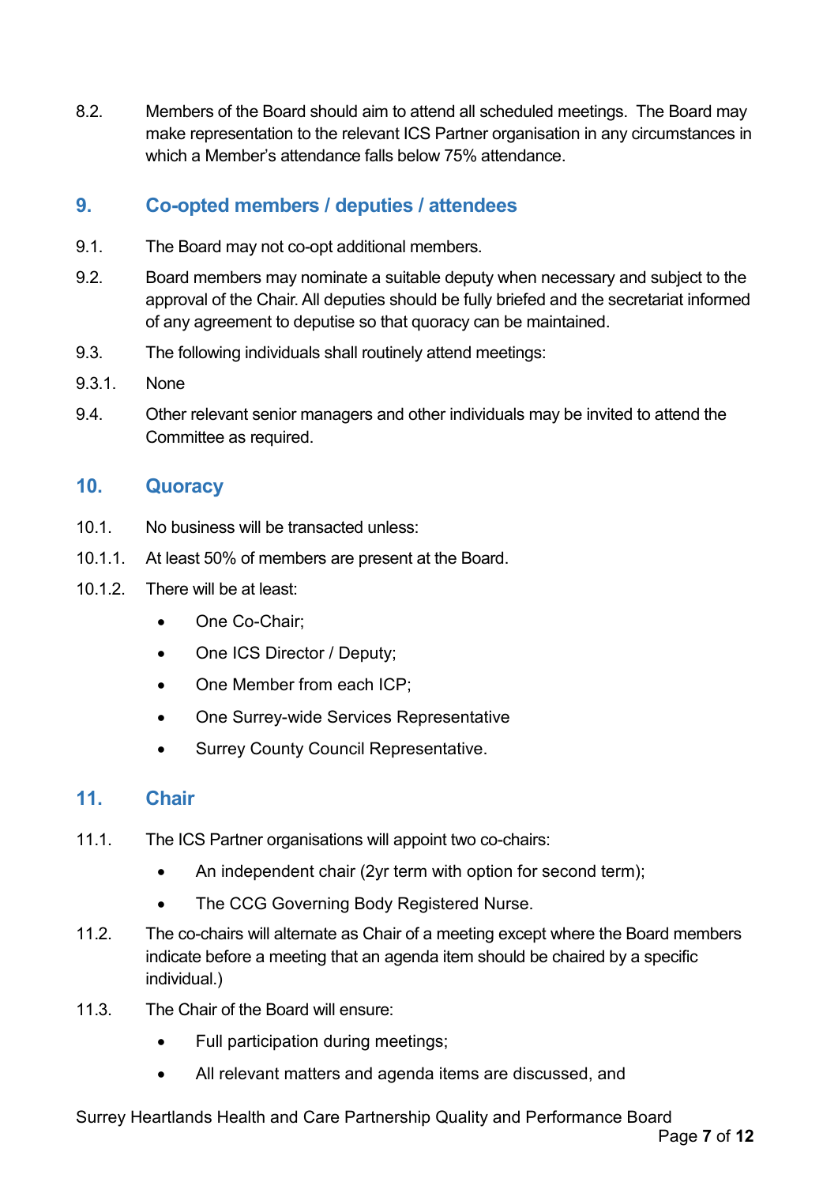8.2. Members of the Board should aim to attend all scheduled meetings. The Board may make representation to the relevant ICS Partner organisation in any circumstances in which a Member's attendance falls below 75% attendance.

## 9. Co-opted members / deputies / attendees

9.1. The Board may not co-opt additional members.

9.2. Board members may nominate a suitable deputy when necessary and subject to the approval of the Chair. All deputies should be fully briefed and the secretariat informed of any agreement to deputise so that quoracy can be maintained.

9.3. The following individuals shall routinely attend meetings:

9.3.1. None

9.4. Other relevant senior managers and other individuals may be invited to attend the Committee as required.

## 10. Quoracy

10.1. No business will be transacted unless:

10.1.1. At least 50% of members are present at the Board.

10.1.2. There will be at least:

- One Co-Chair;
- One ICS Director / Deputy;
- One Member from each ICP;
- One Surrey-wide Services Representative
- Surrey County Council Representative.

## 11. Chair

11.1. The ICS Partner organisations will appoint two co-chairs:

- An independent chair (2yr term with option for second term);
- The CCG Governing Body Registered Nurse.

11.2. The co-chairs will alternate as Chair of a meeting except where the Board members indicate before a meeting that an agenda item should be chaired by a specific individual.)

11.3. The Chair of the Board will ensure:

- Full participation during meetings;
- All relevant matters and agenda items are discussed, and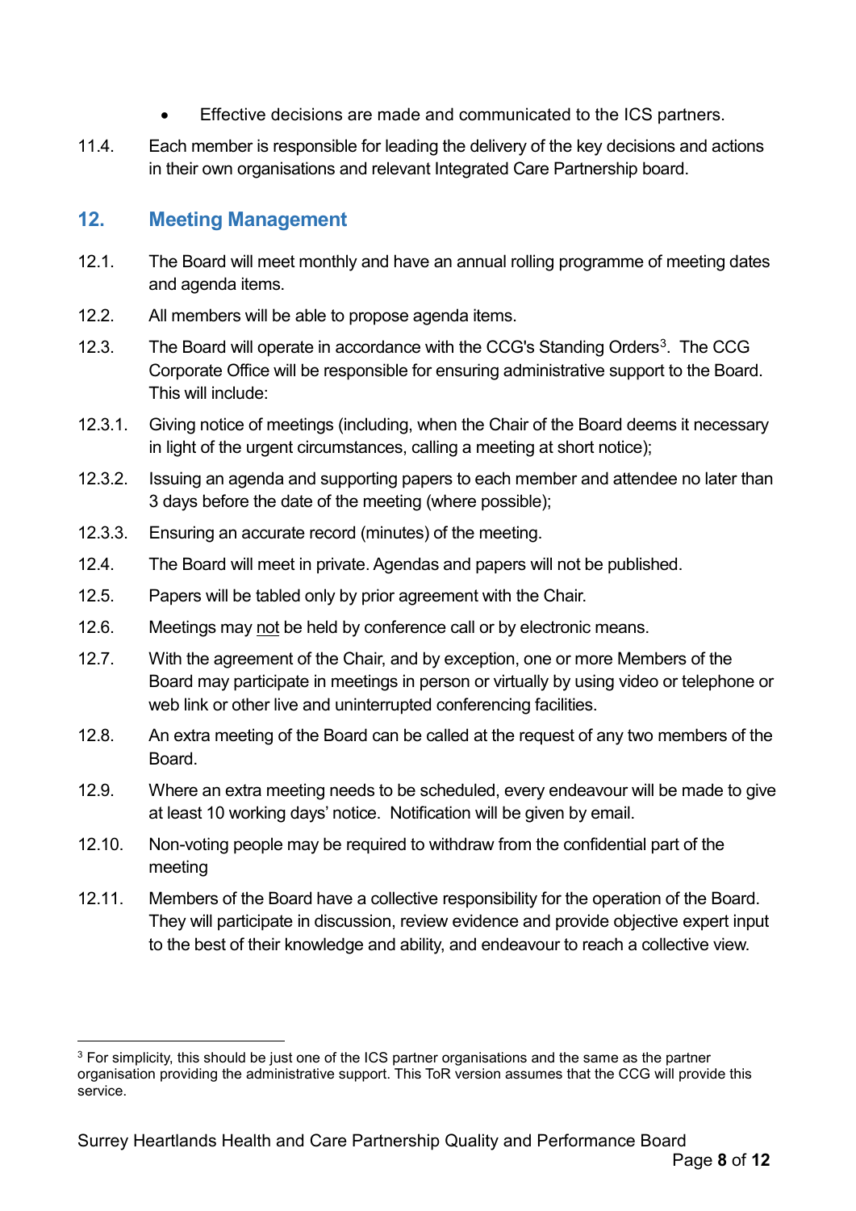- Effective decisions are made and communicated to the ICS partners.

11.4. Each member is responsible for leading the delivery of the key decisions and actions in their own organisations and relevant Integrated Care Partnership board.

## 12. Meeting Management

12.1. The Board will meet monthly and have an annual rolling programme of meeting dates and agenda items.

12.2. All members will be able to propose agenda items.

12.3. The Board will operate in accordance with the CCG's Standing Orders[3]. The CCG Corporate Office will be responsible for ensuring administrative support to the Board. This will include:

12.3.1. Giving notice of meetings (including, when the Chair of the Board deems it necessary in light of the urgent circumstances, calling a meeting at short notice);

12.3.2. Issuing an agenda and supporting papers to each member and attendee no later than 3 days before the date of the meeting (where possible);

12.3.3. Ensuring an accurate record (minutes) of the meeting.

12.4. The Board will meet in private. Agendas and papers will not be published.

12.5. Papers will be tabled only by prior agreement with the Chair.

12.6. Meetings may <u>not</u> be held by conference call or by electronic means.

12.7. With the agreement of the Chair, and by exception, one or more Members of the Board may participate in meetings in person or virtually by using video or telephone or web link or other live and uninterrupted conferencing facilities.

12.8. An extra meeting of the Board can be called at the request of any two members of the Board.

12.9. Where an extra meeting needs to be scheduled, every endeavour will be made to give at least 10 working days' notice. Notification will be given by email.

12.10. Non-voting people may be required to withdraw from the confidential part of the meeting

12.11. Members of the Board have a collective responsibility for the operation of the Board. They will participate in discussion, review evidence and provide objective expert input to the best of their knowledge and ability, and endeavour to reach a collective view.

---

[3] For simplicity, this should be just one of the ICS partner organisations and the same as the partner organisation providing the administrative support. This ToR version assumes that the CCG will provide this service.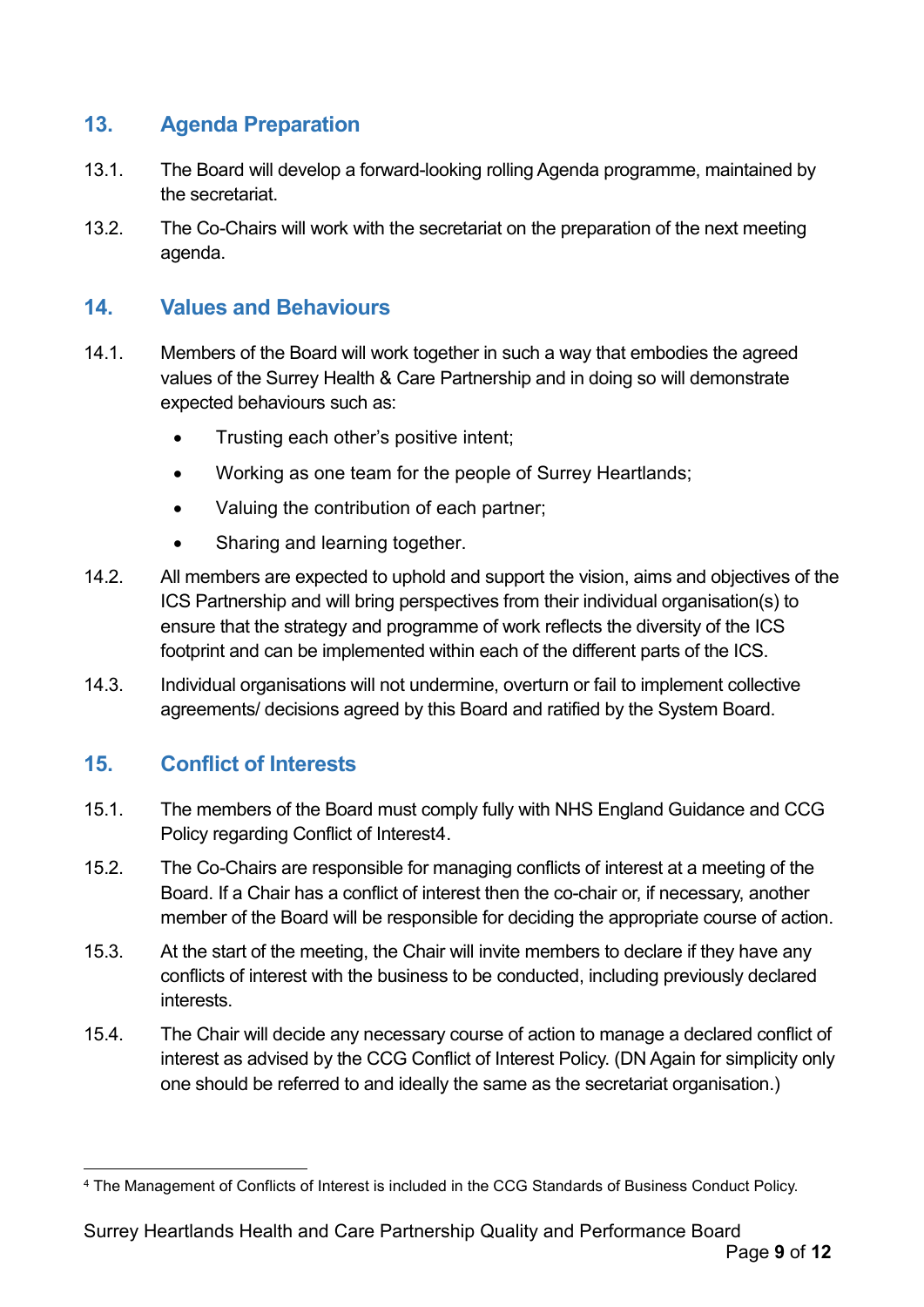## 13. Agenda Preparation

13.1. The Board will develop a forward-looking rolling Agenda programme, maintained by the secretariat.

13.2. The Co-Chairs will work with the secretariat on the preparation of the next meeting agenda.

## 14. Values and Behaviours

14.1. Members of the Board will work together in such a way that embodies the agreed values of the Surrey Health & Care Partnership and in doing so will demonstrate expected behaviours such as:

- Trusting each other's positive intent;
- Working as one team for the people of Surrey Heartlands;
- Valuing the contribution of each partner;
- Sharing and learning together.

14.2. All members are expected to uphold and support the vision, aims and objectives of the ICS Partnership and will bring perspectives from their individual organisation(s) to ensure that the strategy and programme of work reflects the diversity of the ICS footprint and can be implemented within each of the different parts of the ICS.

14.3. Individual organisations will not undermine, overturn or fail to implement collective agreements/ decisions agreed by this Board and ratified by the System Board.

## 15. Conflict of Interests

15.1. The members of the Board must comply fully with NHS England Guidance and CCG Policy regarding Conflict of Interest[4].

15.2. The Co-Chairs are responsible for managing conflicts of interest at a meeting of the Board. If a Chair has a conflict of interest then the co-chair or, if necessary, another member of the Board will be responsible for deciding the appropriate course of action.

15.3. At the start of the meeting, the Chair will invite members to declare if they have any conflicts of interest with the business to be conducted, including previously declared interests.

15.4. The Chair will decide any necessary course of action to manage a declared conflict of interest as advised by the CCG Conflict of Interest Policy. (DN Again for simplicity only one should be referred to and ideally the same as the secretariat organisation.)

---

[4] The Management of Conflicts of Interest is included in the CCG Standards of Business Conduct Policy.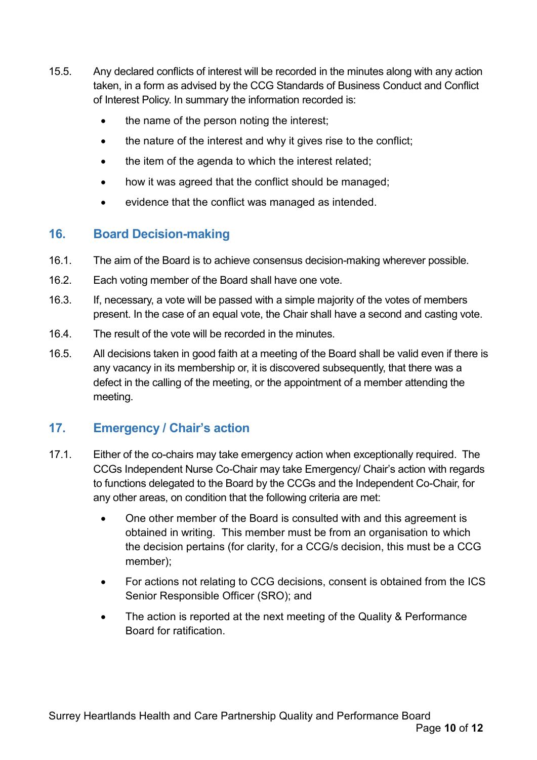15.5. Any declared conflicts of interest will be recorded in the minutes along with any action taken, in a form as advised by the CCG Standards of Business Conduct and Conflict of Interest Policy. In summary the information recorded is:

- the name of the person noting the interest;
- the nature of the interest and why it gives rise to the conflict;
- the item of the agenda to which the interest related;
- how it was agreed that the conflict should be managed;
- evidence that the conflict was managed as intended.

## 16. Board Decision-making

16.1. The aim of the Board is to achieve consensus decision-making wherever possible.

16.2. Each voting member of the Board shall have one vote.

16.3. If, necessary, a vote will be passed with a simple majority of the votes of members present. In the case of an equal vote, the Chair shall have a second and casting vote.

16.4. The result of the vote will be recorded in the minutes.

16.5. All decisions taken in good faith at a meeting of the Board shall be valid even if there is any vacancy in its membership or, it is discovered subsequently, that there was a defect in the calling of the meeting, or the appointment of a member attending the meeting.

## 17. Emergency / Chair's action

17.1. Either of the co-chairs may take emergency action when exceptionally required. The CCGs Independent Nurse Co-Chair may take Emergency/ Chair's action with regards to functions delegated to the Board by the CCGs and the Independent Co-Chair, for any other areas, on condition that the following criteria are met:

- One other member of the Board is consulted with and this agreement is obtained in writing. This member must be from an organisation to which the decision pertains (for clarity, for a CCG/s decision, this must be a CCG member);
- For actions not relating to CCG decisions, consent is obtained from the ICS Senior Responsible Officer (SRO); and
- The action is reported at the next meeting of the Quality & Performance Board for ratification.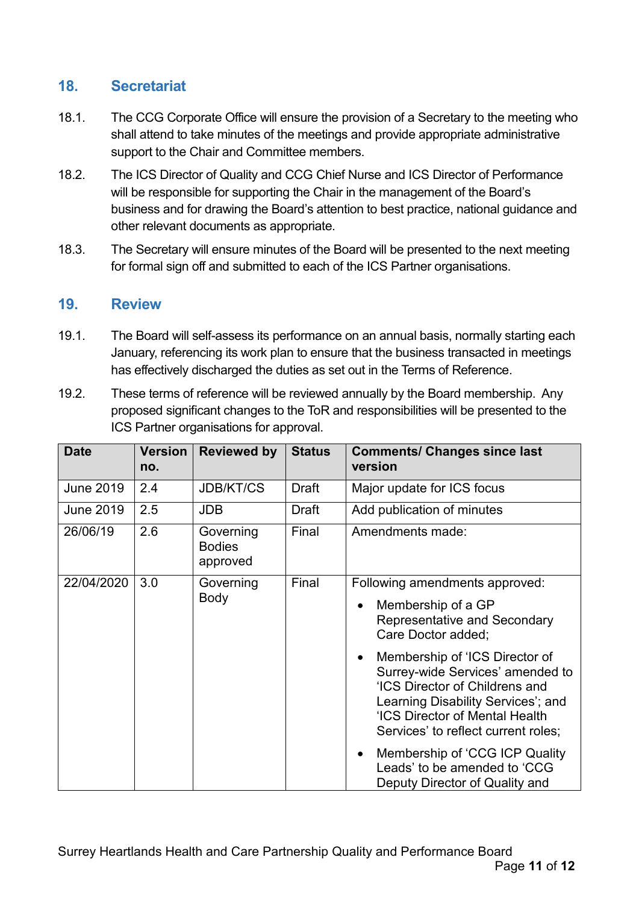## 18. Secretariat

18.1. The CCG Corporate Office will ensure the provision of a Secretary to the meeting who shall attend to take minutes of the meetings and provide appropriate administrative support to the Chair and Committee members.

18.2. The ICS Director of Quality and CCG Chief Nurse and ICS Director of Performance will be responsible for supporting the Chair in the management of the Board's business and for drawing the Board's attention to best practice, national guidance and other relevant documents as appropriate.

18.3. The Secretary will ensure minutes of the Board will be presented to the next meeting for formal sign off and submitted to each of the ICS Partner organisations.

## 19. Review

19.1. The Board will self-assess its performance on an annual basis, normally starting each January, referencing its work plan to ensure that the business transacted in meetings has effectively discharged the duties as set out in the Terms of Reference.

19.2. These terms of reference will be reviewed annually by the Board membership. Any proposed significant changes to the ToR and responsibilities will be presented to the ICS Partner organisations for approval.

| Date | Version no. | Reviewed by | Status | Comments/ Changes since last version |
|---|---|---|---|---|
| June 2019 | 2.4 | JDB/KT/CS | Draft | Major update for ICS focus |
| June 2019 | 2.5 | JDB | Draft | Add publication of minutes |
| 26/06/19 | 2.6 | Governing Bodies approved | Final | Amendments made: |
| 22/04/2020 | 3.0 | Governing Body | Final | Following amendments approved:<br>• Membership of a GP Representative and Secondary Care Doctor added;<br>• Membership of 'ICS Director of Surrey-wide Services' amended to 'ICS Director of Childrens and Learning Disability Services'; and 'ICS Director of Mental Health Services' to reflect current roles;<br>• Membership of 'CCG ICP Quality Leads' to be amended to 'CCG Deputy Director of Quality and |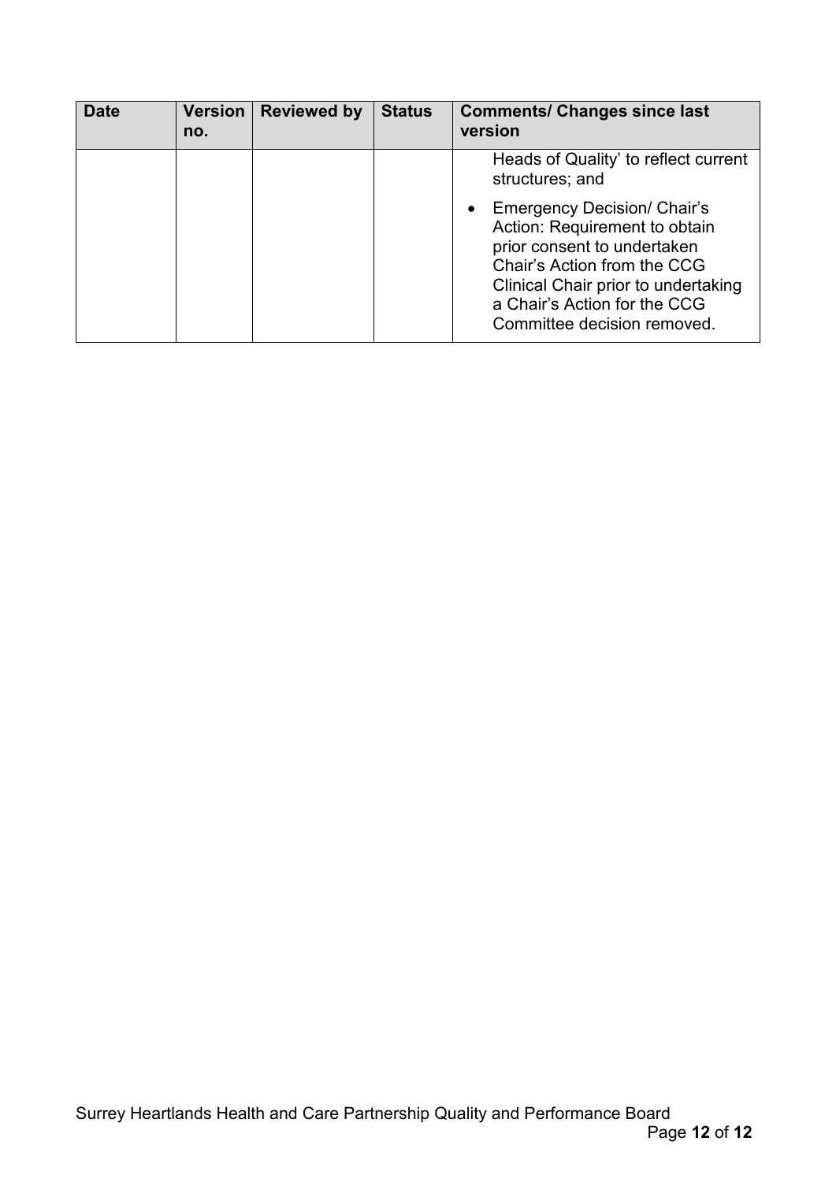| Date | Version no. | Reviewed by | Status | Comments/ Changes since last version |
|---|---|---|---|---|
| | | | | Heads of Quality' to reflect current structures; and<br>• Emergency Decision/ Chair's Action: Requirement to obtain prior consent to undertaken Chair's Action from the CCG Clinical Chair prior to undertaking a Chair's Action for the CCG Committee decision removed. |